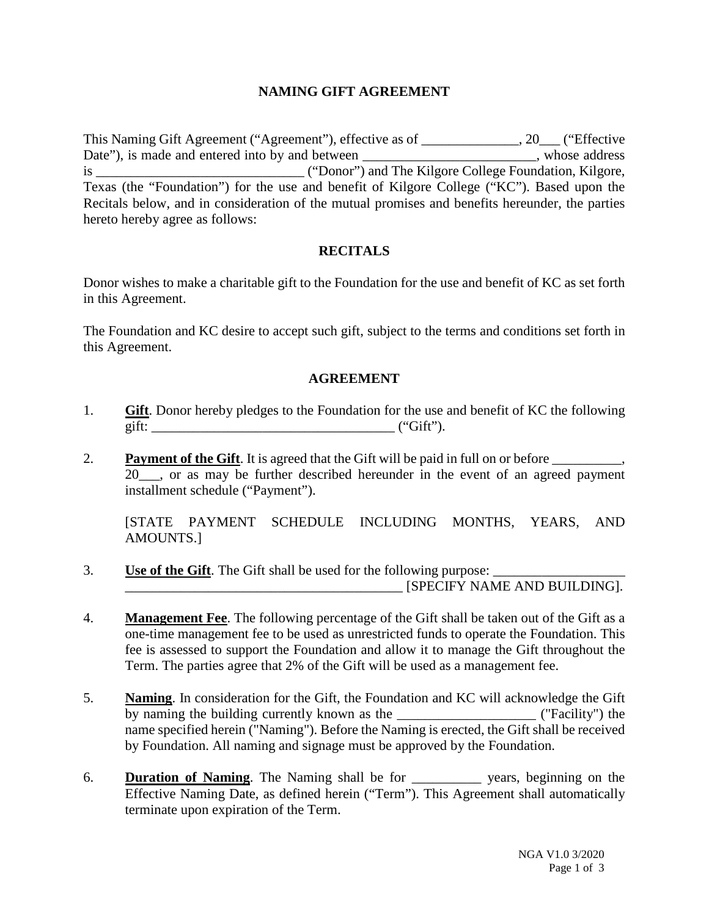# NAMING GIFT AGREEMENT

This Naming Gift Agreement ("Agreement"), effective as of ______________, 20___ ("Effective Date"), is made and entered into by and between _________________________, whose address is _____________________________ ("Donor") and The Kilgore College Foundation, Kilgore, Texas (the "Foundation") for the use and benefit of Kilgore College ("KC"). Based upon the Recitals below, and in consideration of the mutual promises and benefits hereunder, the parties hereto hereby agree as follows:

## RECITALS

Donor wishes to make a charitable gift to the Foundation for the use and benefit of KC as set forth in this Agreement.

The Foundation and KC desire to accept such gift, subject to the terms and conditions set forth in this Agreement.

## AGREEMENT

1. **Gift**. Donor hereby pledges to the Foundation for the use and benefit of KC the following gift: ___________________________________ ("Gift").

2. **Payment of the Gift**. It is agreed that the Gift will be paid in full on or before __________, 20___, or as may be further described hereunder in the event of an agreed payment installment schedule ("Payment").

   [STATE PAYMENT SCHEDULE INCLUDING MONTHS, YEARS, AND AMOUNTS.]

3. **Use of the Gift**. The Gift shall be used for the following purpose: ___________________ ________________________________________ [SPECIFY NAME AND BUILDING].

4. **Management Fee**. The following percentage of the Gift shall be taken out of the Gift as a one-time management fee to be used as unrestricted funds to operate the Foundation. This fee is assessed to support the Foundation and allow it to manage the Gift throughout the Term. The parties agree that 2% of the Gift will be used as a management fee.

5. **Naming**. In consideration for the Gift, the Foundation and KC will acknowledge the Gift by naming the building currently known as the ____________________ ("Facility") the name specified herein ("Naming"). Before the Naming is erected, the Gift shall be received by Foundation. All naming and signage must be approved by the Foundation.

6. **Duration of Naming**. The Naming shall be for __________ years, beginning on the Effective Naming Date, as defined herein ("Term"). This Agreement shall automatically terminate upon expiration of the Term.

NGA V1.0 3/2020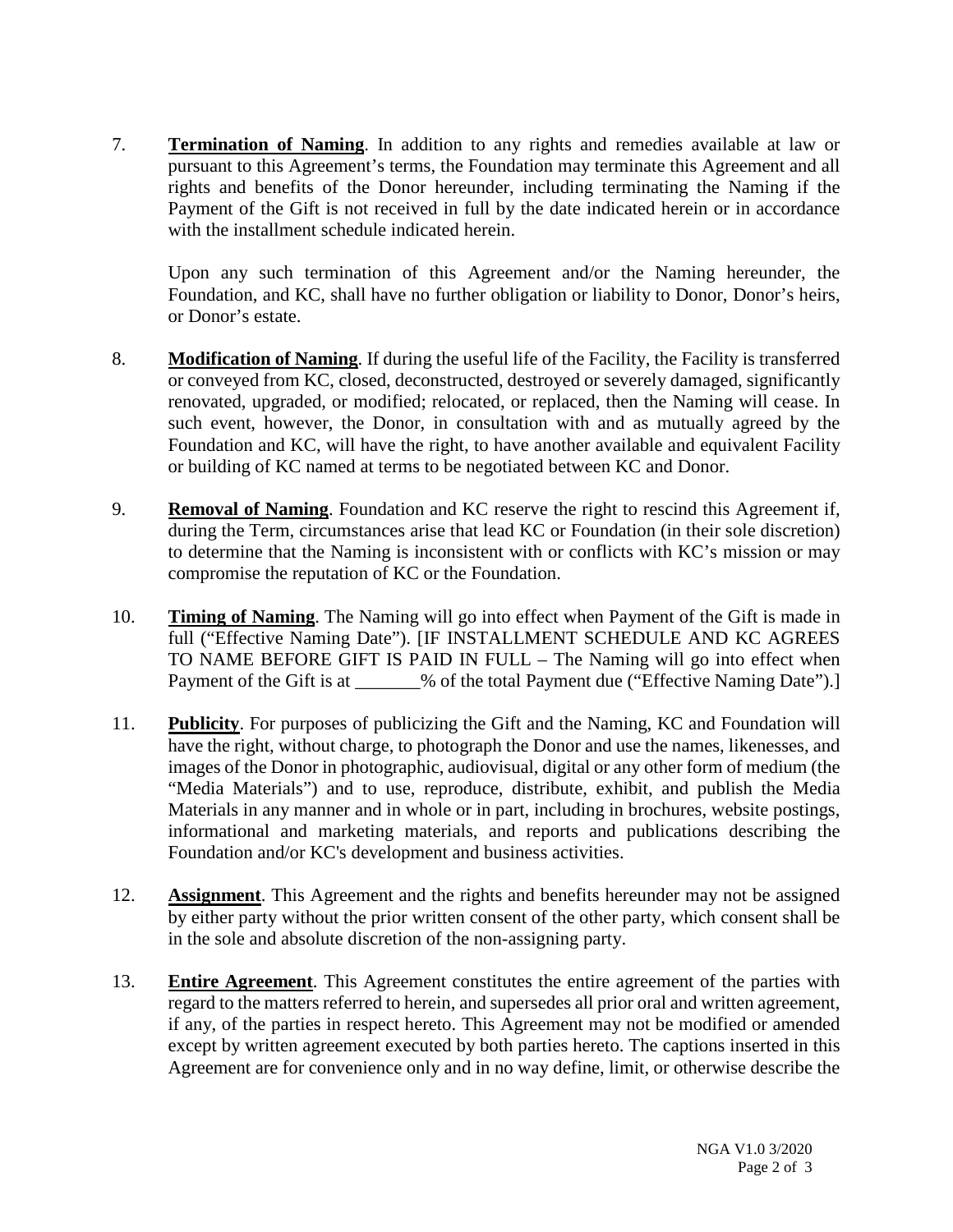7. **Termination of Naming**. In addition to any rights and remedies available at law or pursuant to this Agreement's terms, the Foundation may terminate this Agreement and all rights and benefits of the Donor hereunder, including terminating the Naming if the Payment of the Gift is not received in full by the date indicated herein or in accordance with the installment schedule indicated herein.

   Upon any such termination of this Agreement and/or the Naming hereunder, the Foundation, and KC, shall have no further obligation or liability to Donor, Donor's heirs, or Donor's estate.

8. **Modification of Naming**. If during the useful life of the Facility, the Facility is transferred or conveyed from KC, closed, deconstructed, destroyed or severely damaged, significantly renovated, upgraded, or modified; relocated, or replaced, then the Naming will cease. In such event, however, the Donor, in consultation with and as mutually agreed by the Foundation and KC, will have the right, to have another available and equivalent Facility or building of KC named at terms to be negotiated between KC and Donor.

9. **Removal of Naming**. Foundation and KC reserve the right to rescind this Agreement if, during the Term, circumstances arise that lead KC or Foundation (in their sole discretion) to determine that the Naming is inconsistent with or conflicts with KC's mission or may compromise the reputation of KC or the Foundation.

10. **Timing of Naming**. The Naming will go into effect when Payment of the Gift is made in full ("Effective Naming Date"). [IF INSTALLMENT SCHEDULE AND KC AGREES TO NAME BEFORE GIFT IS PAID IN FULL – The Naming will go into effect when Payment of the Gift is at _______% of the total Payment due ("Effective Naming Date").]

11. **Publicity**. For purposes of publicizing the Gift and the Naming, KC and Foundation will have the right, without charge, to photograph the Donor and use the names, likenesses, and images of the Donor in photographic, audiovisual, digital or any other form of medium (the "Media Materials") and to use, reproduce, distribute, exhibit, and publish the Media Materials in any manner and in whole or in part, including in brochures, website postings, informational and marketing materials, and reports and publications describing the Foundation and/or KC's development and business activities.

12. **Assignment**. This Agreement and the rights and benefits hereunder may not be assigned by either party without the prior written consent of the other party, which consent shall be in the sole and absolute discretion of the non-assigning party.

13. **Entire Agreement**. This Agreement constitutes the entire agreement of the parties with regard to the matters referred to herein, and supersedes all prior oral and written agreement, if any, of the parties in respect hereto. This Agreement may not be modified or amended except by written agreement executed by both parties hereto. The captions inserted in this Agreement are for convenience only and in no way define, limit, or otherwise describe the

NGA V1.0 3/2020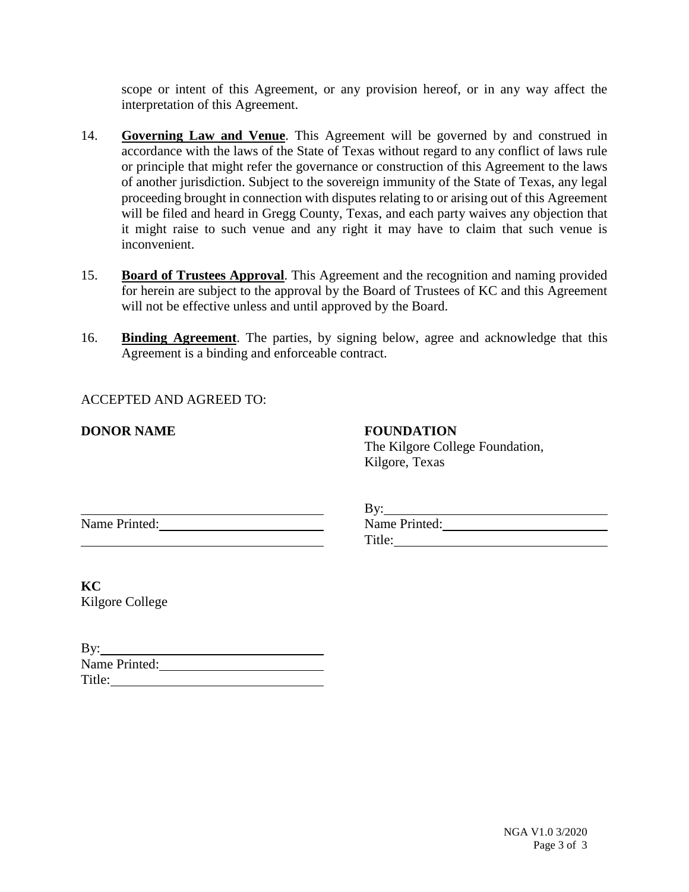scope or intent of this Agreement, or any provision hereof, or in any way affect the interpretation of this Agreement.

14. **Governing Law and Venue**. This Agreement will be governed by and construed in accordance with the laws of the State of Texas without regard to any conflict of laws rule or principle that might refer the governance or construction of this Agreement to the laws of another jurisdiction. Subject to the sovereign immunity of the State of Texas, any legal proceeding brought in connection with disputes relating to or arising out of this Agreement will be filed and heard in Gregg County, Texas, and each party waives any objection that it might raise to such venue and any right it may have to claim that such venue is inconvenient.

15. **Board of Trustees Approval**. This Agreement and the recognition and naming provided for herein are subject to the approval by the Board of Trustees of KC and this Agreement will not be effective unless and until approved by the Board.

16. **Binding Agreement**. The parties, by signing below, agree and acknowledge that this Agreement is a binding and enforceable contract.

ACCEPTED AND AGREED TO:

**DONOR NAME**

\_\_\_\_\_\_\_\_\_\_\_\_\_\_\_\_\_\_\_\_\_\_\_\_\_\_\_\_\_\_\_\_\_\_\_\_
Name Printed: \_\_\_\_\_\_\_\_\_\_\_\_\_\_\_\_\_\_\_\_\_\_\_\_\_\_
\_\_\_\_\_\_\_\_\_\_\_\_\_\_\_\_\_\_\_\_\_\_\_\_\_\_\_\_\_\_\_\_\_\_\_\_

**FOUNDATION**
The Kilgore College Foundation,
Kilgore, Texas

By: \_\_\_\_\_\_\_\_\_\_\_\_\_\_\_\_\_\_\_\_\_\_\_\_\_\_\_\_\_\_\_\_\_\_
Name Printed: \_\_\_\_\_\_\_\_\_\_\_\_\_\_\_\_\_\_\_\_\_\_\_\_\_\_
Title: \_\_\_\_\_\_\_\_\_\_\_\_\_\_\_\_\_\_\_\_\_\_\_\_\_\_\_\_\_\_\_\_

**KC**
Kilgore College

By: \_\_\_\_\_\_\_\_\_\_\_\_\_\_\_\_\_\_\_\_\_\_\_\_\_\_\_\_\_\_\_\_\_\_
Name Printed: \_\_\_\_\_\_\_\_\_\_\_\_\_\_\_\_\_\_\_\_\_\_\_\_\_\_
Title: \_\_\_\_\_\_\_\_\_\_\_\_\_\_\_\_\_\_\_\_\_\_\_\_\_\_\_\_\_\_\_\_

NGA V1.0 3/2020